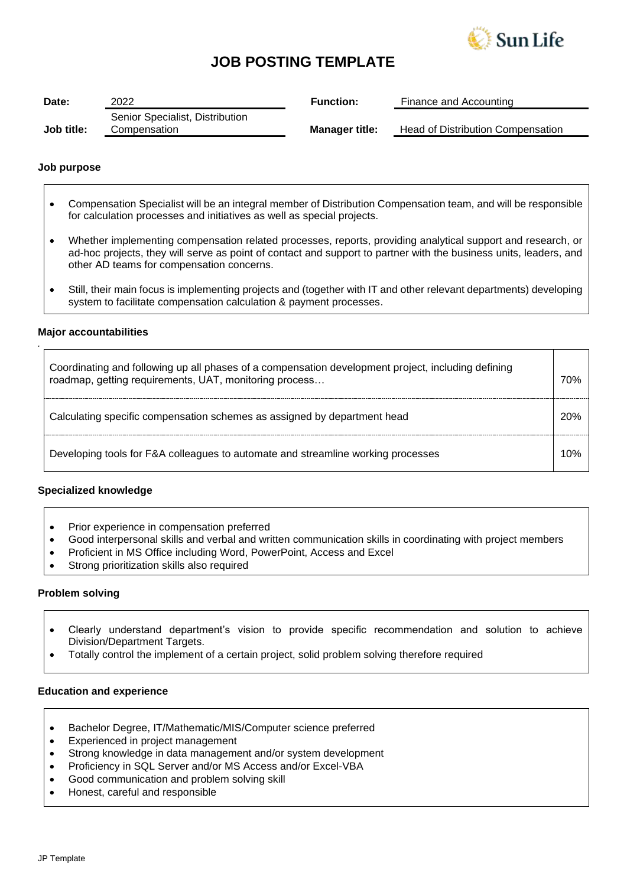# JOB POSTING TEMPLATE

| | | | |
|---|---|---|---|
| **Date:** | 2022 | **Function:** | Finance and Accounting |
| **Job title:** | Senior Specialist, Distribution Compensation | **Manager title:** | Head of Distribution Compensation |

**Job purpose**

- Compensation Specialist will be an integral member of Distribution Compensation team, and will be responsible for calculation processes and initiatives as well as special projects.
- Whether implementing compensation related processes, reports, providing analytical support and research, or ad-hoc projects, they will serve as point of contact and support to partner with the business units, leaders, and other AD teams for compensation concerns.
- Still, their main focus is implementing projects and (together with IT and other relevant departments) developing system to facilitate compensation calculation & payment processes.

**Major accountabilities**

| | |
|---|---|
| Coordinating and following up all phases of a compensation development project, including defining roadmap, getting requirements, UAT, monitoring process… | 70% |
| Calculating specific compensation schemes as assigned by department head | 20% |
| Developing tools for F&A colleagues to automate and streamline working processes | 10% |

**Specialized knowledge**

- Prior experience in compensation preferred
- Good interpersonal skills and verbal and written communication skills in coordinating with project members
- Proficient in MS Office including Word, PowerPoint, Access and Excel
- Strong prioritization skills also required

**Problem solving**

- Clearly understand department's vision to provide specific recommendation and solution to achieve Division/Department Targets.
- Totally control the implement of a certain project, solid problem solving therefore required

**Education and experience**

- Bachelor Degree, IT/Mathematic/MIS/Computer science preferred
- Experienced in project management
- Strong knowledge in data management and/or system development
- Proficiency in SQL Server and/or MS Access and/or Excel-VBA
- Good communication and problem solving skill
- Honest, careful and responsible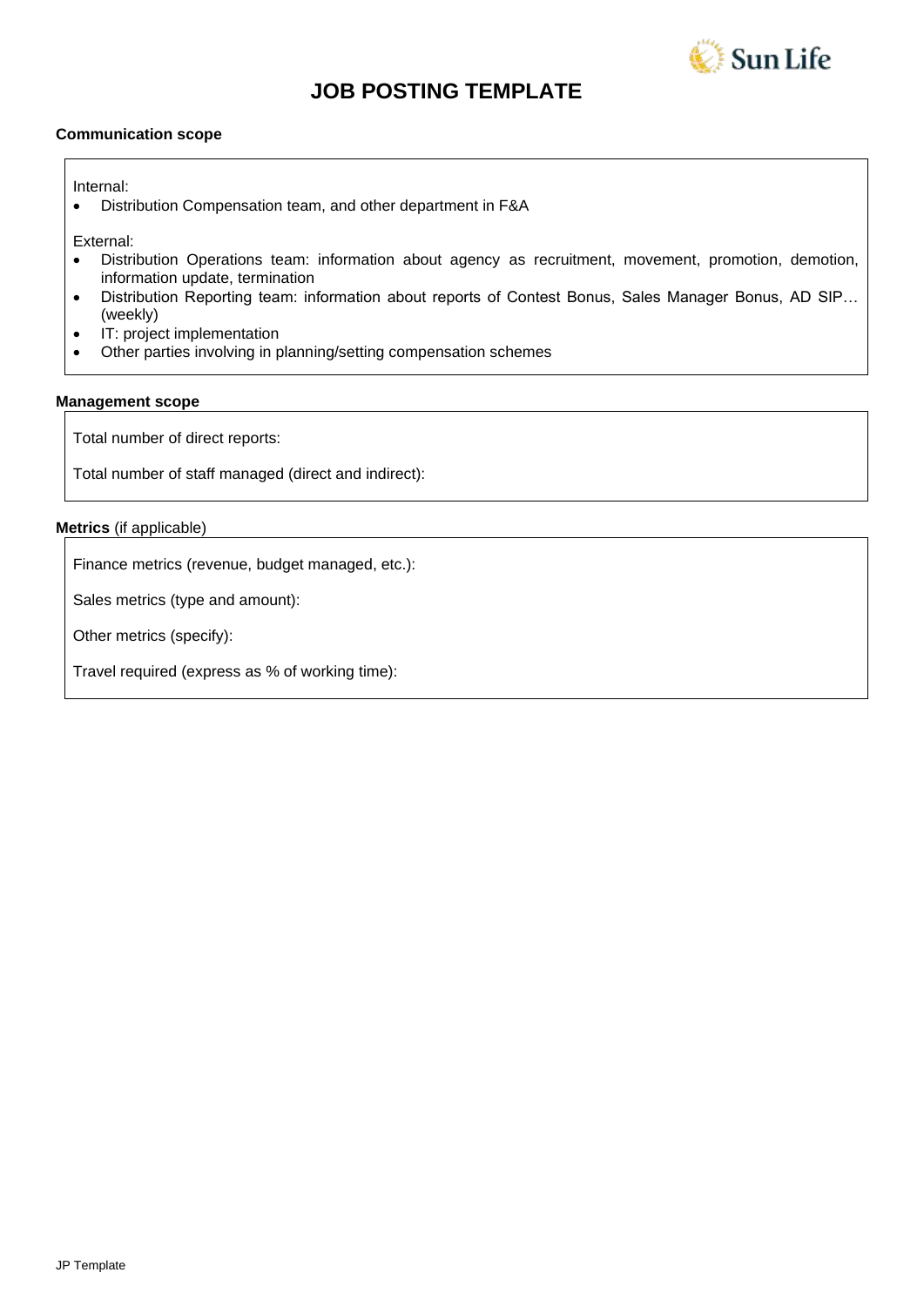# JOB POSTING TEMPLATE

**Communication scope**

Internal:

- Distribution Compensation team, and other department in F&A

External:

- Distribution Operations team: information about agency as recruitment, movement, promotion, demotion, information update, termination
- Distribution Reporting team: information about reports of Contest Bonus, Sales Manager Bonus, AD SIP… (weekly)
- IT: project implementation
- Other parties involving in planning/setting compensation schemes

**Management scope**

Total number of direct reports:

Total number of staff managed (direct and indirect):

**Metrics** (if applicable)

Finance metrics (revenue, budget managed, etc.):

Sales metrics (type and amount):

Other metrics (specify):

Travel required (express as % of working time):